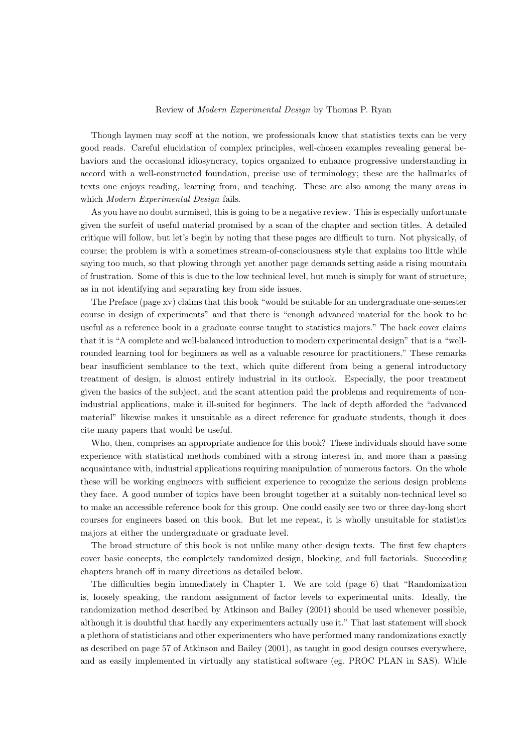Review of *Modern Experimental Design* by Thomas P. Ryan

Though laymen may scoff at the notion, we professionals know that statistics texts can be very good reads. Careful elucidation of complex principles, well-chosen examples revealing general behaviors and the occasional idiosyncracy, topics organized to enhance progressive understanding in accord with a well-constructed foundation, precise use of terminology; these are the hallmarks of texts one enjoys reading, learning from, and teaching. These are also among the many areas in which *Modern Experimental Design* fails.

As you have no doubt surmised, this is going to be a negative review. This is especially unfortunate given the surfeit of useful material promised by a scan of the chapter and section titles. A detailed critique will follow, but let's begin by noting that these pages are difficult to turn. Not physically, of course; the problem is with a sometimes stream-of-consciousness style that explains too little while saying too much, so that plowing through yet another page demands setting aside a rising mountain of frustration. Some of this is due to the low technical level, but much is simply for want of structure, as in not identifying and separating key from side issues.

The Preface (page xv) claims that this book "would be suitable for an undergraduate one-semester course in design of experiments" and that there is "enough advanced material for the book to be useful as a reference book in a graduate course taught to statistics majors." The back cover claims that it is "A complete and well-balanced introduction to modern experimental design" that is a "well-rounded learning tool for beginners as well as a valuable resource for practitioners." These remarks bear insufficient semblance to the text, which quite different from being a general introductory treatment of design, is almost entirely industrial in its outlook. Especially, the poor treatment given the basics of the subject, and the scant attention paid the problems and requirements of non-industrial applications, make it ill-suited for beginners. The lack of depth afforded the "advanced material" likewise makes it unsuitable as a direct reference for graduate students, though it does cite many papers that would be useful.

Who, then, comprises an appropriate audience for this book? These individuals should have some experience with statistical methods combined with a strong interest in, and more than a passing acquaintance with, industrial applications requiring manipulation of numerous factors. On the whole these will be working engineers with sufficient experience to recognize the serious design problems they face. A good number of topics have been brought together at a suitably non-technical level so to make an accessible reference book for this group. One could easily see two or three day-long short courses for engineers based on this book. But let me repeat, it is wholly unsuitable for statistics majors at either the undergraduate or graduate level.

The broad structure of this book is not unlike many other design texts. The first few chapters cover basic concepts, the completely randomized design, blocking, and full factorials. Succeeding chapters branch off in many directions as detailed below.

The difficulties begin immediately in Chapter 1. We are told (page 6) that "Randomization is, loosely speaking, the random assignment of factor levels to experimental units. Ideally, the randomization method described by Atkinson and Bailey (2001) should be used whenever possible, although it is doubtful that hardly any experimenters actually use it." That last statement will shock a plethora of statisticians and other experimenters who have performed many randomizations exactly as described on page 57 of Atkinson and Bailey (2001), as taught in good design courses everywhere, and as easily implemented in virtually any statistical software (eg. PROC PLAN in SAS). While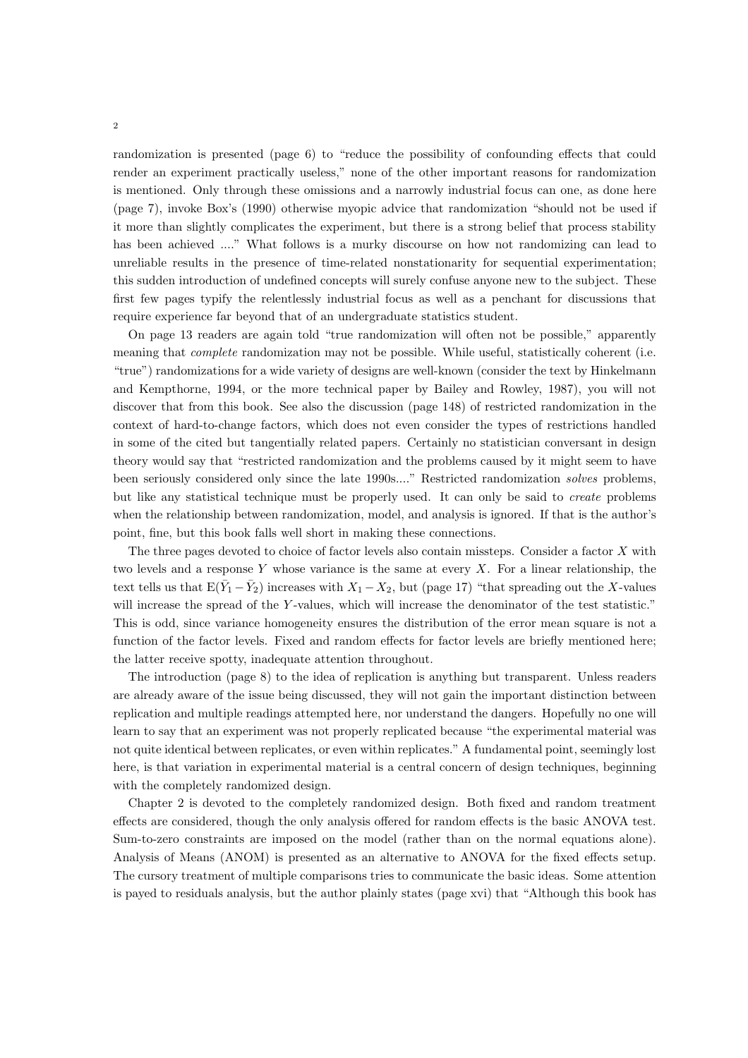randomization is presented (page 6) to "reduce the possibility of confounding effects that could render an experiment practically useless," none of the other important reasons for randomization is mentioned. Only through these omissions and a narrowly industrial focus can one, as done here (page 7), invoke Box's (1990) otherwise myopic advice that randomization "should not be used if it more than slightly complicates the experiment, but there is a strong belief that process stability has been achieved ...." What follows is a murky discourse on how not randomizing can lead to unreliable results in the presence of time-related nonstationarity for sequential experimentation; this sudden introduction of undefined concepts will surely confuse anyone new to the subject. These first few pages typify the relentlessly industrial focus as well as a penchant for discussions that require experience far beyond that of an undergraduate statistics student.

On page 13 readers are again told "true randomization will often not be possible," apparently meaning that *complete* randomization may not be possible. While useful, statistically coherent (i.e. "true") randomizations for a wide variety of designs are well-known (consider the text by Hinkelmann and Kempthorne, 1994, or the more technical paper by Bailey and Rowley, 1987), you will not discover that from this book. See also the discussion (page 148) of restricted randomization in the context of hard-to-change factors, which does not even consider the types of restrictions handled in some of the cited but tangentially related papers. Certainly no statistician conversant in design theory would say that "restricted randomization and the problems caused by it might seem to have been seriously considered only since the late 1990s...." Restricted randomization *solves* problems, but like any statistical technique must be properly used. It can only be said to *create* problems when the relationship between randomization, model, and analysis is ignored. If that is the author's point, fine, but this book falls well short in making these connections.

The three pages devoted to choice of factor levels also contain missteps. Consider a factor $X$ with two levels and a response $Y$ whose variance is the same at every $X$. For a linear relationship, the text tells us that $\mathrm{E}(\bar{Y}_1 - \bar{Y}_2)$ increases with $X_1 - X_2$, but (page 17) "that spreading out the $X$-values will increase the spread of the $Y$-values, which will increase the denominator of the test statistic." This is odd, since variance homogeneity ensures the distribution of the error mean square is not a function of the factor levels. Fixed and random effects for factor levels are briefly mentioned here; the latter receive spotty, inadequate attention throughout.

The introduction (page 8) to the idea of replication is anything but transparent. Unless readers are already aware of the issue being discussed, they will not gain the important distinction between replication and multiple readings attempted here, nor understand the dangers. Hopefully no one will learn to say that an experiment was not properly replicated because "the experimental material was not quite identical between replicates, or even within replicates." A fundamental point, seemingly lost here, is that variation in experimental material is a central concern of design techniques, beginning with the completely randomized design.

Chapter 2 is devoted to the completely randomized design. Both fixed and random treatment effects are considered, though the only analysis offered for random effects is the basic ANOVA test. Sum-to-zero constraints are imposed on the model (rather than on the normal equations alone). Analysis of Means (ANOM) is presented as an alternative to ANOVA for the fixed effects setup. The cursory treatment of multiple comparisons tries to communicate the basic ideas. Some attention is payed to residuals analysis, but the author plainly states (page xvi) that "Although this book has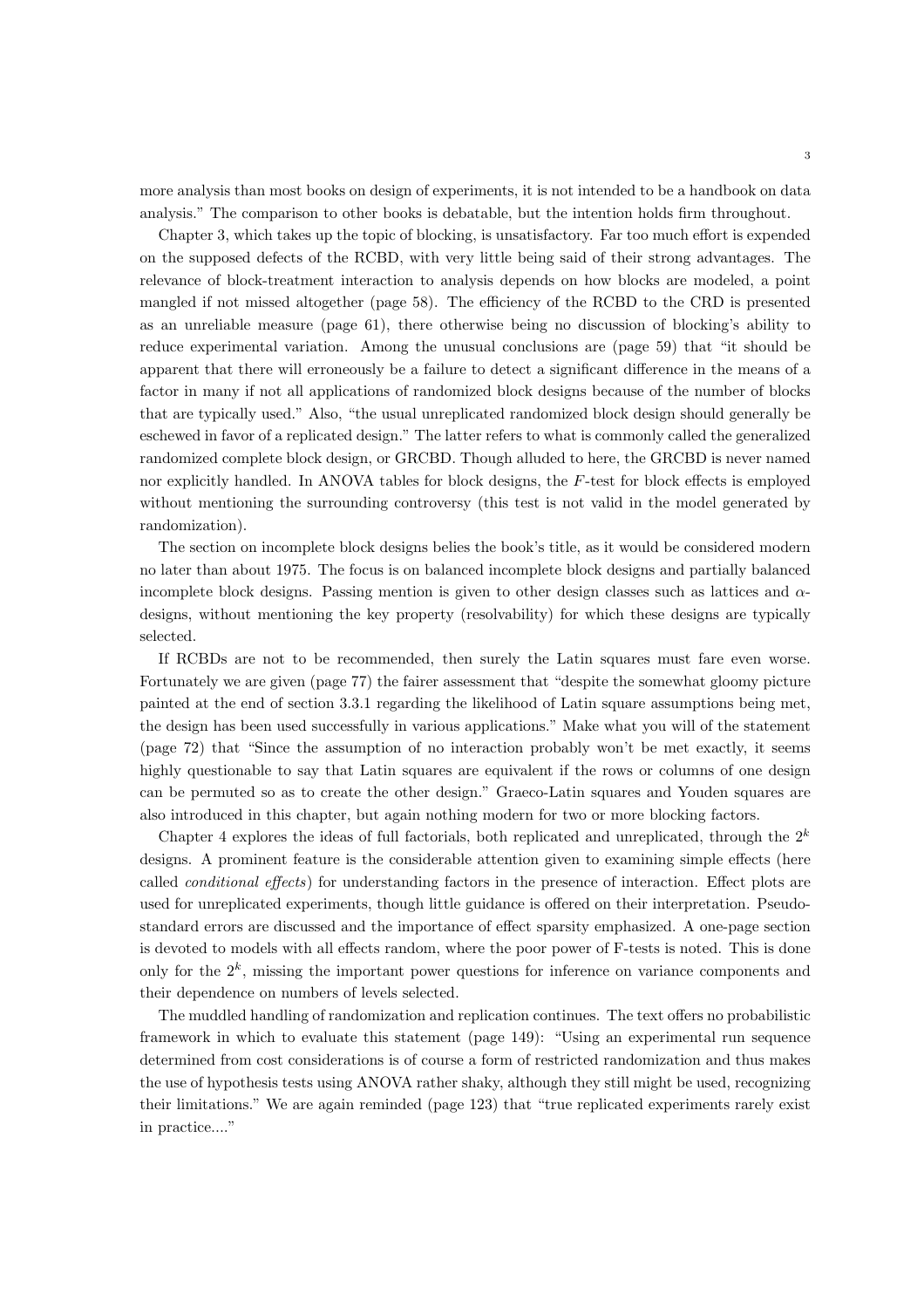more analysis than most books on design of experiments, it is not intended to be a handbook on data analysis." The comparison to other books is debatable, but the intention holds firm throughout.

Chapter 3, which takes up the topic of blocking, is unsatisfactory. Far too much effort is expended on the supposed defects of the RCBD, with very little being said of their strong advantages. The relevance of block-treatment interaction to analysis depends on how blocks are modeled, a point mangled if not missed altogether (page 58). The efficiency of the RCBD to the CRD is presented as an unreliable measure (page 61), there otherwise being no discussion of blocking's ability to reduce experimental variation. Among the unusual conclusions are (page 59) that "it should be apparent that there will erroneously be a failure to detect a significant difference in the means of a factor in many if not all applications of randomized block designs because of the number of blocks that are typically used." Also, "the usual unreplicated randomized block design should generally be eschewed in favor of a replicated design." The latter refers to what is commonly called the generalized randomized complete block design, or GRCBD. Though alluded to here, the GRCBD is never named nor explicitly handled. In ANOVA tables for block designs, the $F$-test for block effects is employed without mentioning the surrounding controversy (this test is not valid in the model generated by randomization).

The section on incomplete block designs belies the book's title, as it would be considered modern no later than about 1975. The focus is on balanced incomplete block designs and partially balanced incomplete block designs. Passing mention is given to other design classes such as lattices and $\alpha$-designs, without mentioning the key property (resolvability) for which these designs are typically selected.

If RCBDs are not to be recommended, then surely the Latin squares must fare even worse. Fortunately we are given (page 77) the fairer assessment that "despite the somewhat gloomy picture painted at the end of section 3.3.1 regarding the likelihood of Latin square assumptions being met, the design has been used successfully in various applications." Make what you will of the statement (page 72) that "Since the assumption of no interaction probably won't be met exactly, it seems highly questionable to say that Latin squares are equivalent if the rows or columns of one design can be permuted so as to create the other design." Graeco-Latin squares and Youden squares are also introduced in this chapter, but again nothing modern for two or more blocking factors.

Chapter 4 explores the ideas of full factorials, both replicated and unreplicated, through the $2^k$ designs. A prominent feature is the considerable attention given to examining simple effects (here called *conditional effects*) for understanding factors in the presence of interaction. Effect plots are used for unreplicated experiments, though little guidance is offered on their interpretation. Pseudo-standard errors are discussed and the importance of effect sparsity emphasized. A one-page section is devoted to models with all effects random, where the poor power of F-tests is noted. This is done only for the $2^k$, missing the important power questions for inference on variance components and their dependence on numbers of levels selected.

The muddled handling of randomization and replication continues. The text offers no probabilistic framework in which to evaluate this statement (page 149): "Using an experimental run sequence determined from cost considerations is of course a form of restricted randomization and thus makes the use of hypothesis tests using ANOVA rather shaky, although they still might be used, recognizing their limitations." We are again reminded (page 123) that "true replicated experiments rarely exist in practice...."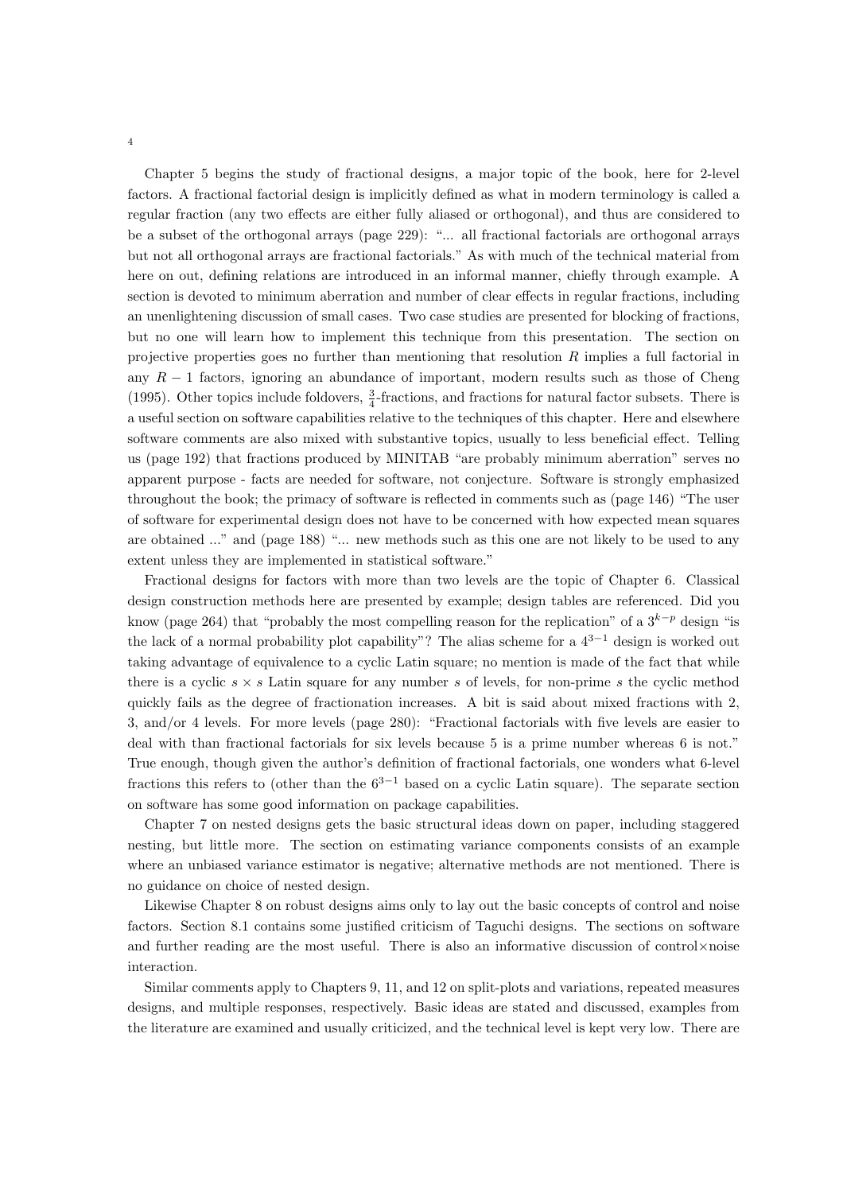Chapter 5 begins the study of fractional designs, a major topic of the book, here for 2-level factors. A fractional factorial design is implicitly defined as what in modern terminology is called a regular fraction (any two effects are either fully aliased or orthogonal), and thus are considered to be a subset of the orthogonal arrays (page 229): "... all fractional factorials are orthogonal arrays but not all orthogonal arrays are fractional factorials." As with much of the technical material from here on out, defining relations are introduced in an informal manner, chiefly through example. A section is devoted to minimum aberration and number of clear effects in regular fractions, including an unenlightening discussion of small cases. Two case studies are presented for blocking of fractions, but no one will learn how to implement this technique from this presentation. The section on projective properties goes no further than mentioning that resolution $R$ implies a full factorial in any $R - 1$ factors, ignoring an abundance of important, modern results such as those of Cheng (1995). Other topics include foldovers, $\frac{3}{4}$-fractions, and fractions for natural factor subsets. There is a useful section on software capabilities relative to the techniques of this chapter. Here and elsewhere software comments are also mixed with substantive topics, usually to less beneficial effect. Telling us (page 192) that fractions produced by MINITAB "are probably minimum aberration" serves no apparent purpose - facts are needed for software, not conjecture. Software is strongly emphasized throughout the book; the primacy of software is reflected in comments such as (page 146) "The user of software for experimental design does not have to be concerned with how expected mean squares are obtained ..." and (page 188) "... new methods such as this one are not likely to be used to any extent unless they are implemented in statistical software."

Fractional designs for factors with more than two levels are the topic of Chapter 6. Classical design construction methods here are presented by example; design tables are referenced. Did you know (page 264) that "probably the most compelling reason for the replication" of a $3^{k-p}$ design "is the lack of a normal probability plot capability"? The alias scheme for a $4^{3-1}$ design is worked out taking advantage of equivalence to a cyclic Latin square; no mention is made of the fact that while there is a cyclic $s \times s$ Latin square for any number $s$ of levels, for non-prime $s$ the cyclic method quickly fails as the degree of fractionation increases. A bit is said about mixed fractions with 2, 3, and/or 4 levels. For more levels (page 280): "Fractional factorials with five levels are easier to deal with than fractional factorials for six levels because 5 is a prime number whereas 6 is not." True enough, though given the author's definition of fractional factorials, one wonders what 6-level fractions this refers to (other than the $6^{3-1}$ based on a cyclic Latin square). The separate section on software has some good information on package capabilities.

Chapter 7 on nested designs gets the basic structural ideas down on paper, including staggered nesting, but little more. The section on estimating variance components consists of an example where an unbiased variance estimator is negative; alternative methods are not mentioned. There is no guidance on choice of nested design.

Likewise Chapter 8 on robust designs aims only to lay out the basic concepts of control and noise factors. Section 8.1 contains some justified criticism of Taguchi designs. The sections on software and further reading are the most useful. There is also an informative discussion of control$\times$noise interaction.

Similar comments apply to Chapters 9, 11, and 12 on split-plots and variations, repeated measures designs, and multiple responses, respectively. Basic ideas are stated and discussed, examples from the literature are examined and usually criticized, and the technical level is kept very low. There are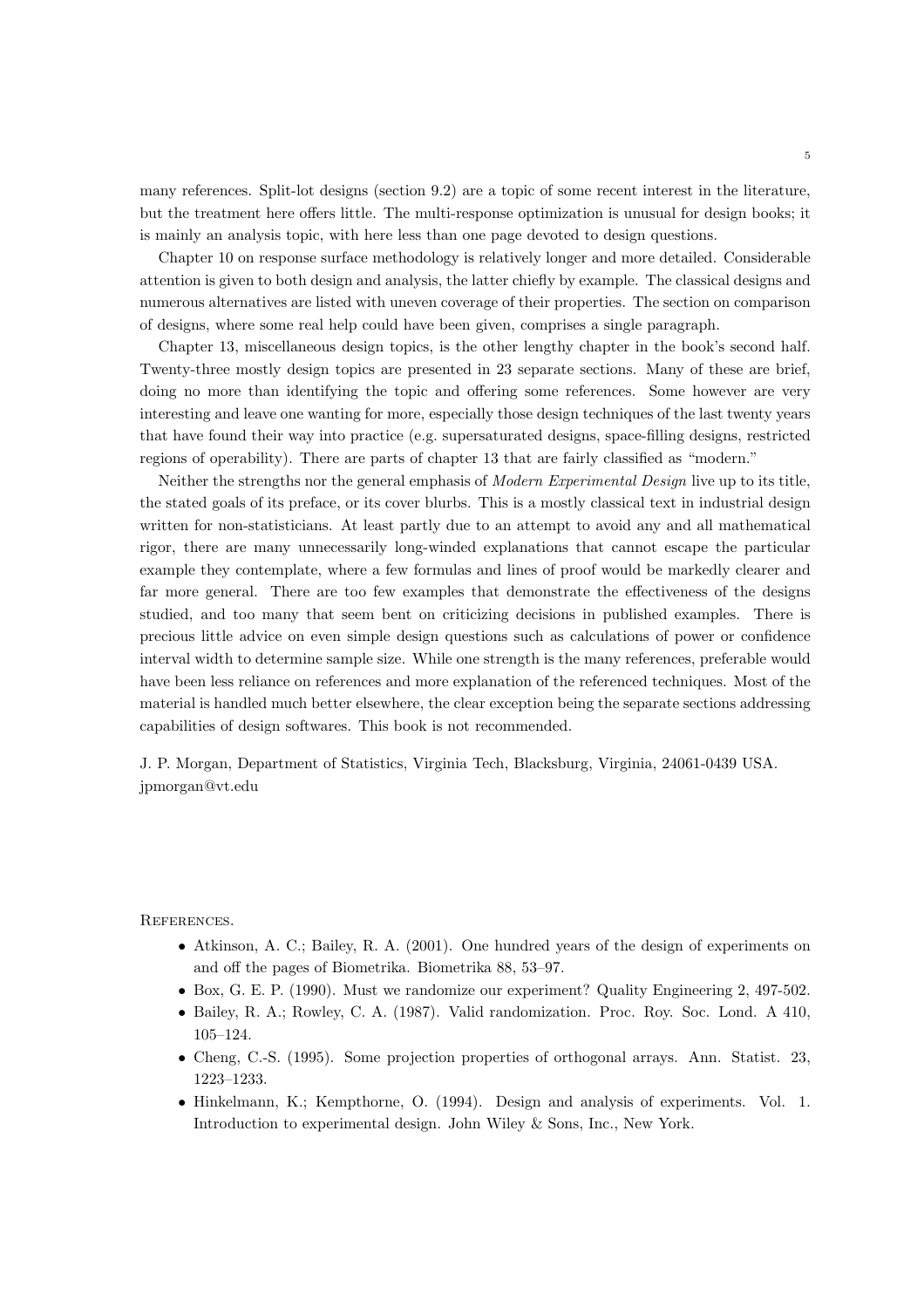many references. Split-lot designs (section 9.2) are a topic of some recent interest in the literature, but the treatment here offers little. The multi-response optimization is unusual for design books; it is mainly an analysis topic, with here less than one page devoted to design questions.

Chapter 10 on response surface methodology is relatively longer and more detailed. Considerable attention is given to both design and analysis, the latter chiefly by example. The classical designs and numerous alternatives are listed with uneven coverage of their properties. The section on comparison of designs, where some real help could have been given, comprises a single paragraph.

Chapter 13, miscellaneous design topics, is the other lengthy chapter in the book's second half. Twenty-three mostly design topics are presented in 23 separate sections. Many of these are brief, doing no more than identifying the topic and offering some references. Some however are very interesting and leave one wanting for more, especially those design techniques of the last twenty years that have found their way into practice (e.g. supersaturated designs, space-filling designs, restricted regions of operability). There are parts of chapter 13 that are fairly classified as "modern."

Neither the strengths nor the general emphasis of *Modern Experimental Design* live up to its title, the stated goals of its preface, or its cover blurbs. This is a mostly classical text in industrial design written for non-statisticians. At least partly due to an attempt to avoid any and all mathematical rigor, there are many unnecessarily long-winded explanations that cannot escape the particular example they contemplate, where a few formulas and lines of proof would be markedly clearer and far more general. There are too few examples that demonstrate the effectiveness of the designs studied, and too many that seem bent on criticizing decisions in published examples. There is precious little advice on even simple design questions such as calculations of power or confidence interval width to determine sample size. While one strength is the many references, preferable would have been less reliance on references and more explanation of the referenced techniques. Most of the material is handled much better elsewhere, the clear exception being the separate sections addressing capabilities of design softwares. This book is not recommended.

J. P. Morgan, Department of Statistics, Virginia Tech, Blacksburg, Virginia, 24061-0439 USA. jpmorgan@vt.edu

References.

- Atkinson, A. C.; Bailey, R. A. (2001). One hundred years of the design of experiments on and off the pages of Biometrika. Biometrika 88, 53–97.
- Box, G. E. P. (1990). Must we randomize our experiment? Quality Engineering 2, 497-502.
- Bailey, R. A.; Rowley, C. A. (1987). Valid randomization. Proc. Roy. Soc. Lond. A 410, 105–124.
- Cheng, C.-S. (1995). Some projection properties of orthogonal arrays. Ann. Statist. 23, 1223–1233.
- Hinkelmann, K.; Kempthorne, O. (1994). Design and analysis of experiments. Vol. 1. Introduction to experimental design. John Wiley & Sons, Inc., New York.